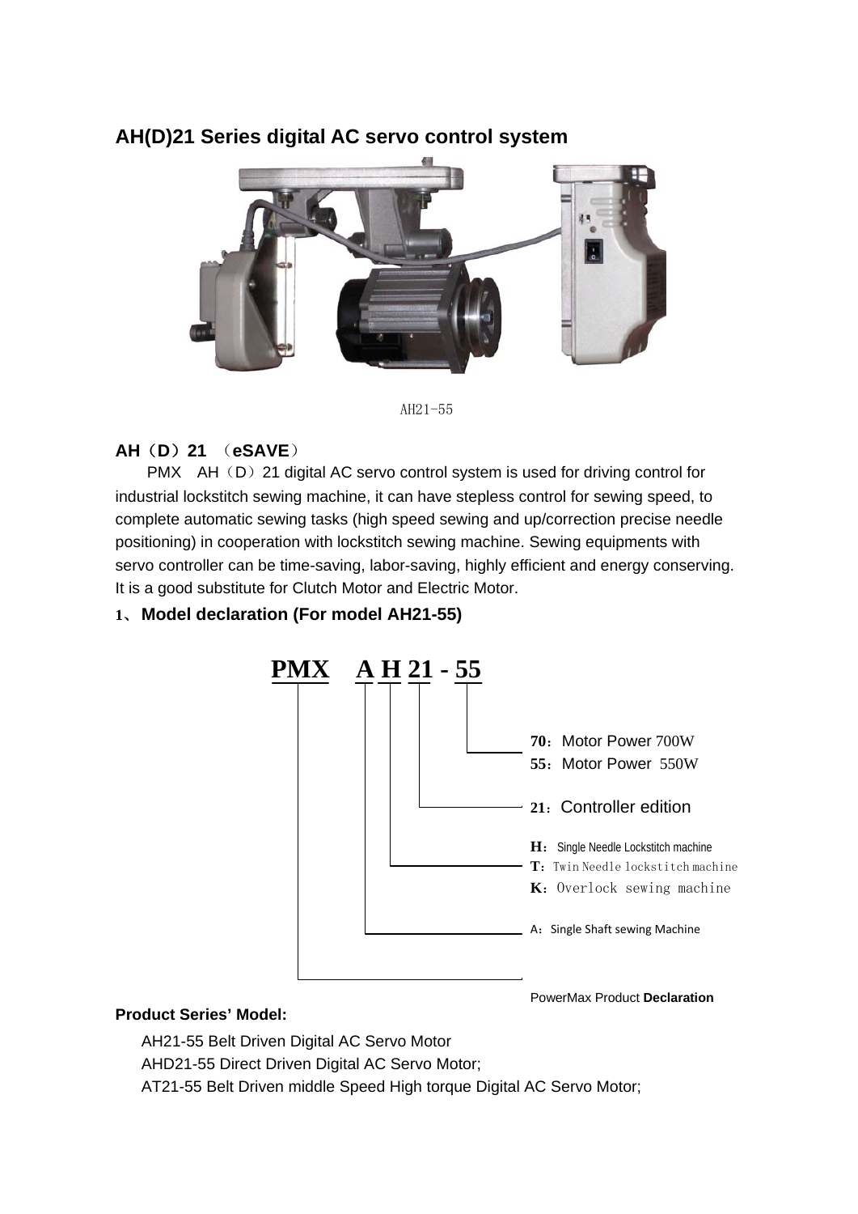## AH(D)21 Series digital AC servo control system

AH21-55

### AH（D）21 （eSAVE）

PMX AH（D）21 digital AC servo control system is used for driving control for industrial lockstitch sewing machine, it can have stepless control for sewing speed, to complete automatic sewing tasks (high speed sewing and up/correction precise needle positioning) in cooperation with lockstitch sewing machine. Sewing equipments with servo controller can be time-saving, labor-saving, highly efficient and energy conserving. It is a good substitute for Clutch Motor and Electric Motor.

### 1、Model declaration (For model AH21-55)

**PMX A H 21 - 55**

- **70**：Motor Power 700W
- **55**：Motor Power 550W
- **21**：Controller edition
- **H**：Single Needle Lockstitch machine
- **T**：Twin Needle lockstitch machine
- **K**：Overlock sewing machine
- A：Single Shaft sewing Machine
- PowerMax Product **Declaration**

**Product Series' Model:**

AH21-55 Belt Driven Digital AC Servo Motor

AHD21-55 Direct Driven Digital AC Servo Motor;

AT21-55 Belt Driven middle Speed High torque Digital AC Servo Motor;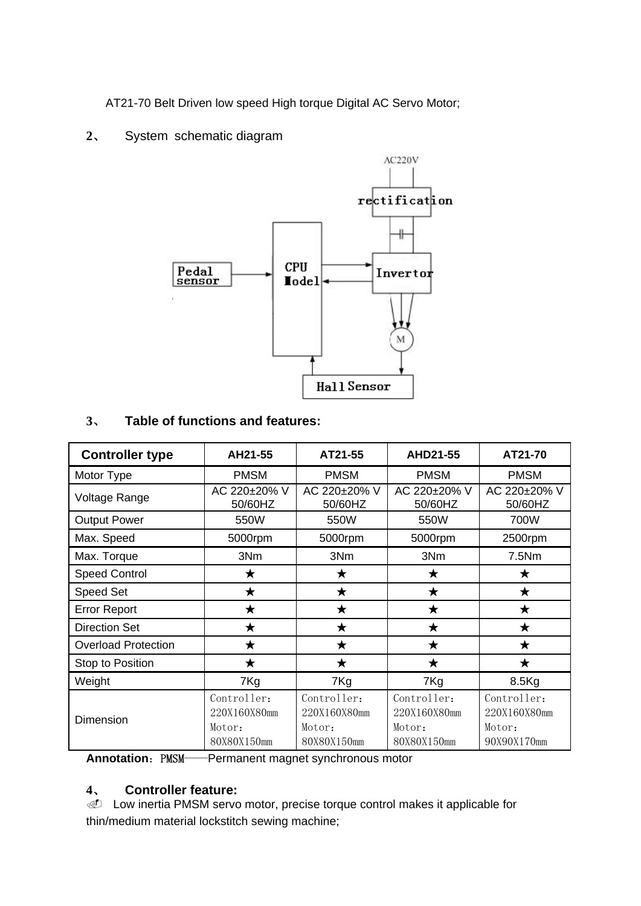AT21-70 Belt Driven low speed High torque Digital AC Servo Motor;

## 2、 System schematic diagram

AC220V

rectification

Pedal sensor

CPU Model

Invertor

M

Hall Sensor

## 3、 Table of functions and features:

| Controller type | AH21-55 | AT21-55 | AHD21-55 | AT21-70 |
|---|---|---|---|---|
| Motor Type | PMSM | PMSM | PMSM | PMSM |
| Voltage Range | AC 220±20% V 50/60HZ | AC 220±20% V 50/60HZ | AC 220±20% V 50/60HZ | AC 220±20% V 50/60HZ |
| Output Power | 550W | 550W | 550W | 700W |
| Max. Speed | 5000rpm | 5000rpm | 5000rpm | 2500rpm |
| Max. Torque | 3Nm | 3Nm | 3Nm | 7.5Nm |
| Speed Control | ★ | ★ | ★ | ★ |
| Speed Set | ★ | ★ | ★ | ★ |
| Error Report | ★ | ★ | ★ | ★ |
| Direction Set | ★ | ★ | ★ | ★ |
| Overload Protection | ★ | ★ | ★ | ★ |
| Stop to Position | ★ | ★ | ★ | ★ |
| Weight | 7Kg | 7Kg | 7Kg | 8.5Kg |
| Dimension | Controller：220X160X80mm Motor：80X80X150mm | Controller：220X160X80mm Motor：80X80X150mm | Controller：220X160X80mm Motor：80X80X150mm | Controller：220X160X80mm Motor：90X90X170mm |

**Annotation**：PMSM——Permanent magnet synchronous motor

## 4、 Controller feature:

☝ Low inertia PMSM servo motor, precise torque control makes it applicable for thin/medium material lockstitch sewing machine;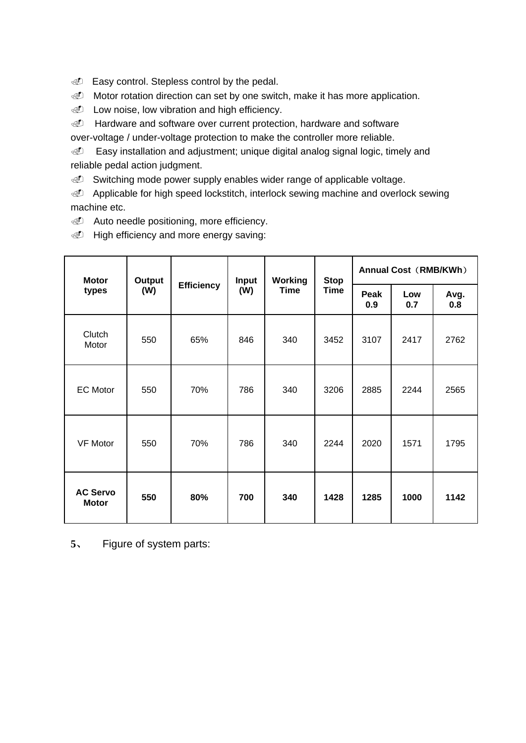- Easy control. Stepless control by the pedal.
- Motor rotation direction can set by one switch, make it has more application.
- Low noise, low vibration and high efficiency.
- Hardware and software over current protection, hardware and software over-voltage / under-voltage protection to make the controller more reliable.
- Easy installation and adjustment; unique digital analog signal logic, timely and reliable pedal action judgment.
- Switching mode power supply enables wider range of applicable voltage.
- Applicable for high speed lockstitch, interlock sewing machine and overlock sewing machine etc.
- Auto needle positioning, more efficiency.
- High efficiency and more energy saving:

| **Motor types** | **Output (W)** | **Efficiency** | **Input (W)** | **Working Time** | **Stop Time** | **Annual Cost（RMB/KWh）** | | |
|---|---|---|---|---|---|---|---|---|
| | | | | | | **Peak 0.9** | **Low 0.7** | **Avg. 0.8** |
| Clutch Motor | 550 | 65% | 846 | 340 | 3452 | 3107 | 2417 | 2762 |
| EC Motor | 550 | 70% | 786 | 340 | 3206 | 2885 | 2244 | 2565 |
| VF Motor | 550 | 70% | 786 | 340 | 2244 | 2020 | 1571 | 1795 |
| **AC Servo Motor** | **550** | **80%** | **700** | **340** | **1428** | **1285** | **1000** | **1142** |

**5**、 Figure of system parts: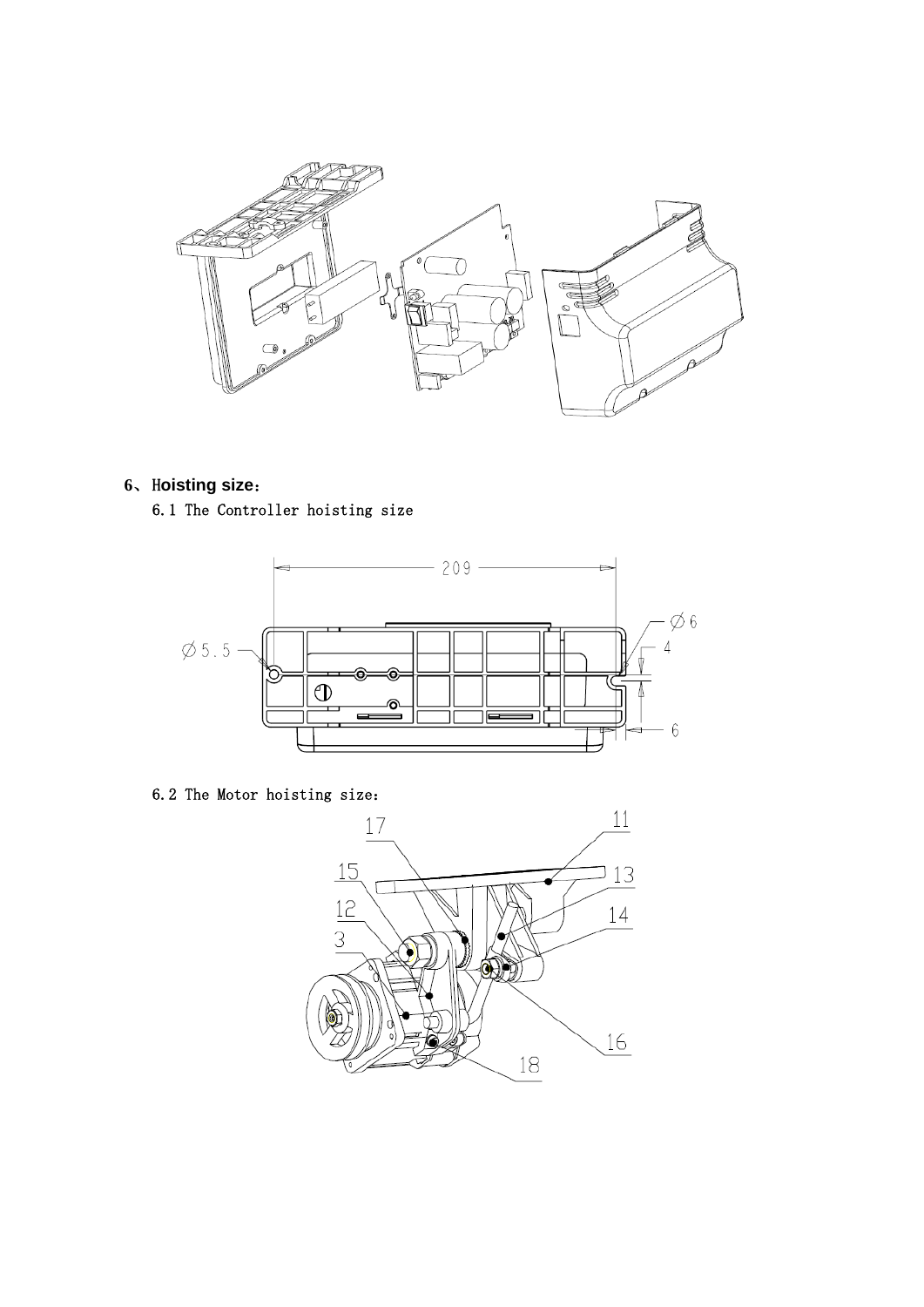## 6、Hoisting size：

6.1 The Controller hoisting size

6.2 The Motor hoisting size：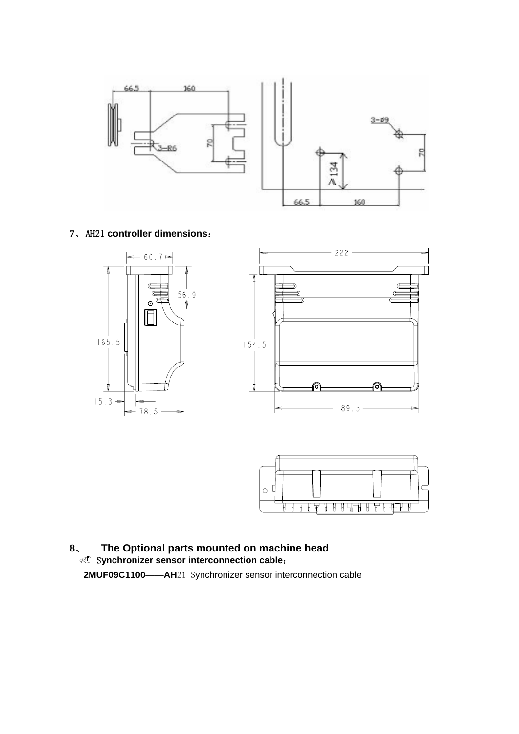7、AH21 controller dimensions：

8、 **The Optional parts mounted on machine head**

**Synchronizer sensor interconnection cable：**

**2MUF09C1100——AH**21 Synchronizer sensor interconnection cable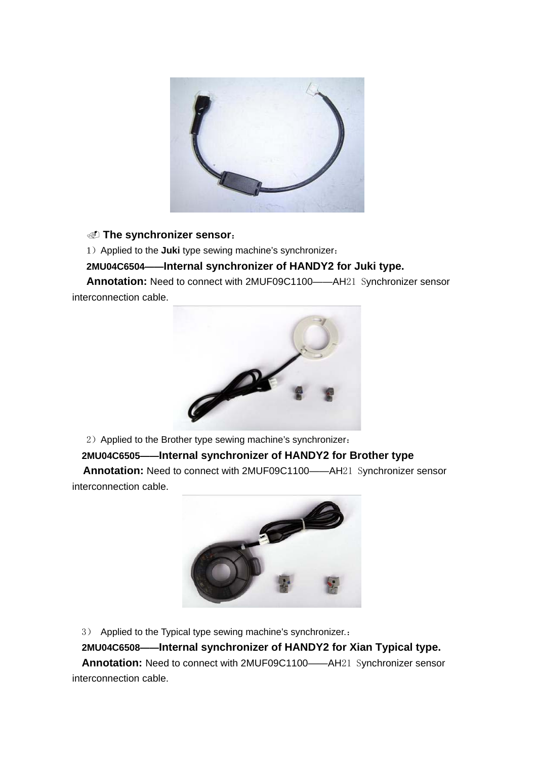☝ **The synchronizer sensor**：

1）Applied to the **Juki** type sewing machine's synchronizer：

**2MU04C6504——Internal synchronizer of HANDY2 for Juki type.**

**Annotation:** Need to connect with 2MUF09C1100——AH21 Synchronizer sensor interconnection cable.

2）Applied to the Brother type sewing machine's synchronizer：

**2MU04C6505——Internal synchronizer of HANDY2 for Brother type**

**Annotation:** Need to connect with 2MUF09C1100——AH21 Synchronizer sensor interconnection cable.

3） Applied to the Typical type sewing machine's synchronizer.：

**2MU04C6508——Internal synchronizer of HANDY2 for Xian Typical type.**

**Annotation:** Need to connect with 2MUF09C1100——AH21 Synchronizer sensor interconnection cable.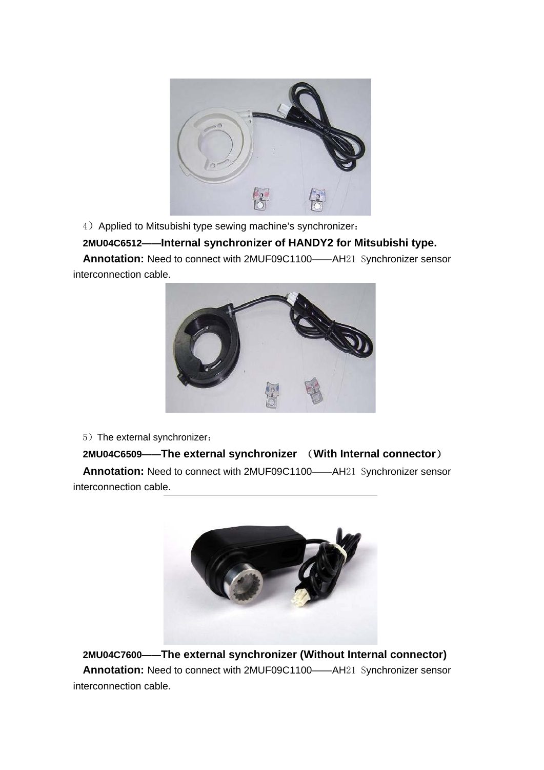4）Applied to Mitsubishi type sewing machine's synchronizer：

**2MU04C6512——Internal synchronizer of HANDY2 for Mitsubishi type.**

**Annotation:** Need to connect with 2MUF09C1100——AH21 Synchronizer sensor interconnection cable.

5）The external synchronizer：

**2MU04C6509——The external synchronizer （With Internal connector）**

**Annotation:** Need to connect with 2MUF09C1100——AH21 Synchronizer sensor interconnection cable.

**2MU04C7600——The external synchronizer (Without Internal connector)**

**Annotation:** Need to connect with 2MUF09C1100——AH21 Synchronizer sensor interconnection cable.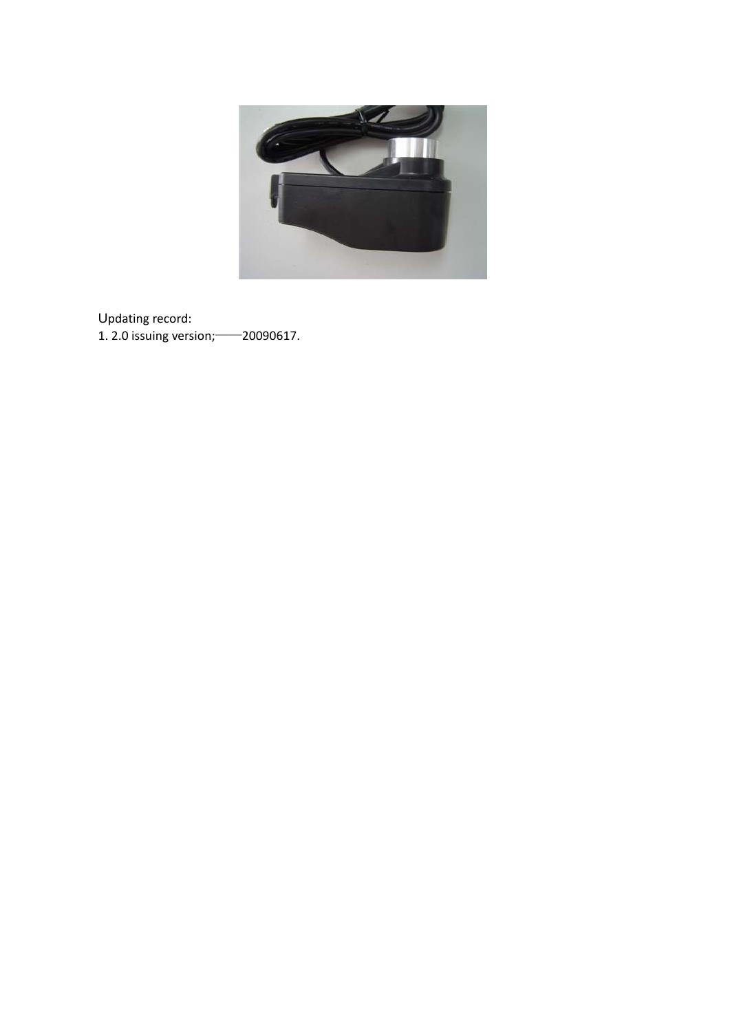Updating record:

1. 2.0 issuing version;——20090617.